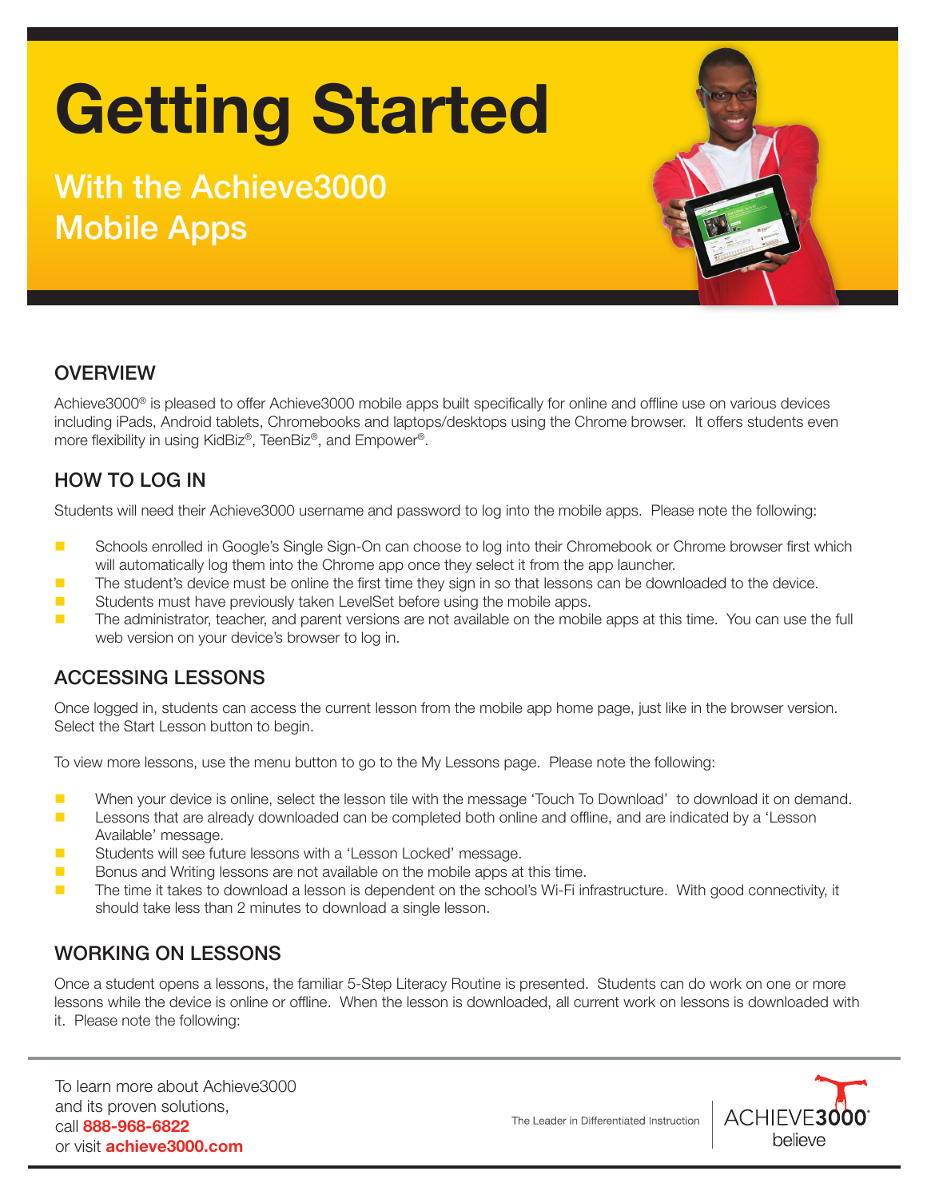# Getting Started

## With the Achieve3000 Mobile Apps

### OVERVIEW

Achieve3000® is pleased to offer Achieve3000 mobile apps built specifically for online and offline use on various devices including iPads, Android tablets, Chromebooks and laptops/desktops using the Chrome browser. It offers students even more flexibility in using KidBiz®, TeenBiz®, and Empower®.

### HOW TO LOG IN

Students will need their Achieve3000 username and password to log into the mobile apps. Please note the following:

- Schools enrolled in Google's Single Sign-On can choose to log into their Chromebook or Chrome browser first which will automatically log them into the Chrome app once they select it from the app launcher.
- The student's device must be online the first time they sign in so that lessons can be downloaded to the device.
- Students must have previously taken LevelSet before using the mobile apps.
- The administrator, teacher, and parent versions are not available on the mobile apps at this time. You can use the full web version on your device's browser to log in.

### ACCESSING LESSONS

Once logged in, students can access the current lesson from the mobile app home page, just like in the browser version. Select the Start Lesson button to begin.

To view more lessons, use the menu button to go to the My Lessons page. Please note the following:

- When your device is online, select the lesson tile with the message 'Touch To Download' to download it on demand.
- Lessons that are already downloaded can be completed both online and offline, and are indicated by a 'Lesson Available' message.
- Students will see future lessons with a 'Lesson Locked' message.
- Bonus and Writing lessons are not available on the mobile apps at this time.
- The time it takes to download a lesson is dependent on the school's Wi-Fi infrastructure. With good connectivity, it should take less than 2 minutes to download a single lesson.

### WORKING ON LESSONS

Once a student opens a lessons, the familiar 5-Step Literacy Routine is presented. Students can do work on one or more lessons while the device is online or offline. When the lesson is downloaded, all current work on lessons is downloaded with it. Please note the following:

To learn more about Achieve3000 and its proven solutions, call **888-968-6822** or visit **achieve3000.com**

The Leader in Differentiated Instruction

ACHIEVE3000® believe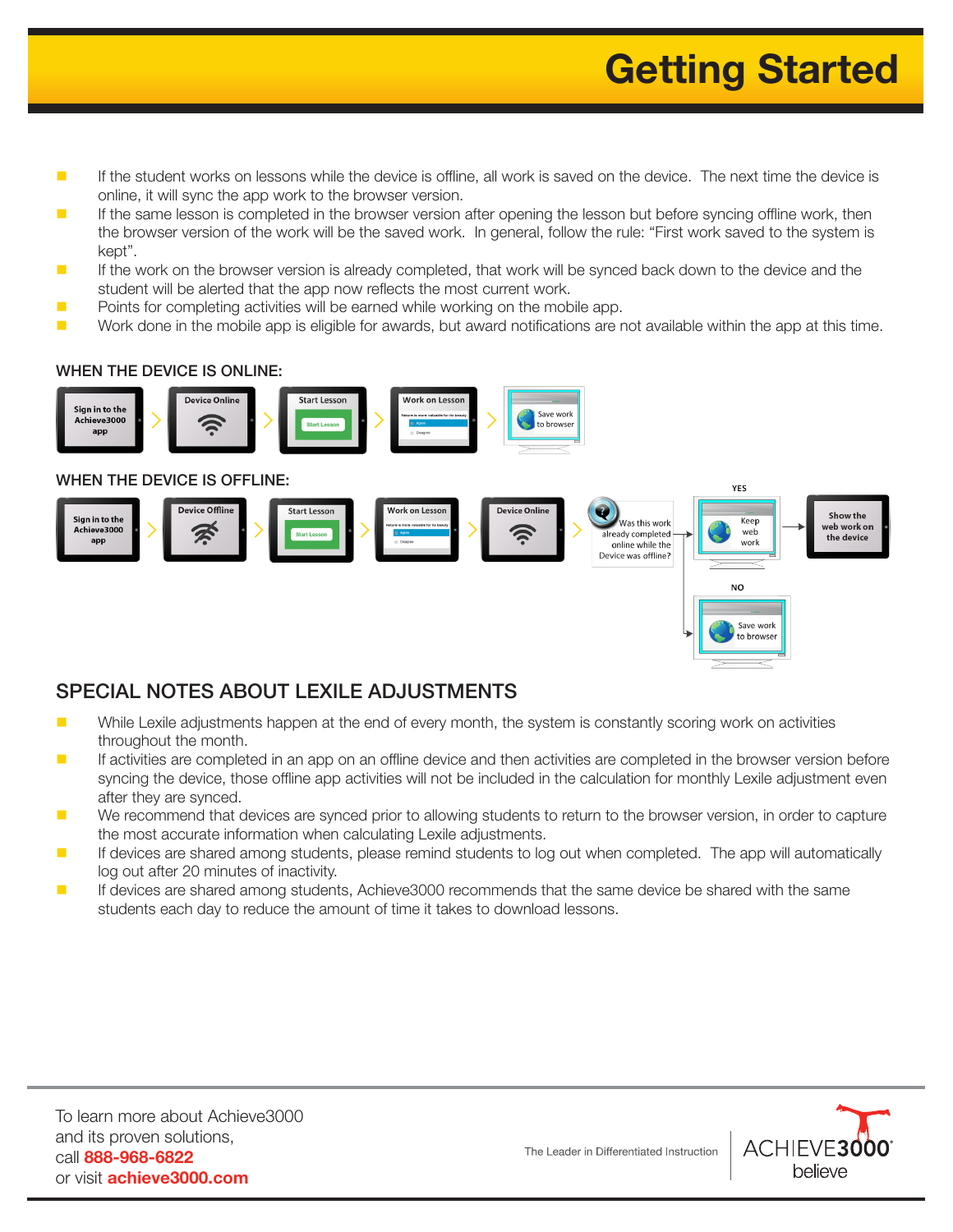# Getting Started

- If the student works on lessons while the device is offline, all work is saved on the device. The next time the device is online, it will sync the app work to the browser version.
- If the same lesson is completed in the browser version after opening the lesson but before syncing offline work, then the browser version of the work will be the saved work. In general, follow the rule: "First work saved to the system is kept".
- If the work on the browser version is already completed, that work will be synced back down to the device and the student will be alerted that the app now reflects the most current work.
- Points for completing activities will be earned while working on the mobile app.
- Work done in the mobile app is eligible for awards, but award notifications are not available within the app at this time.

WHEN THE DEVICE IS ONLINE:

Sign in to the Achieve3000 app
Device Online
Start Lesson
Work on Lesson
Save work to browser

WHEN THE DEVICE IS OFFLINE:

Sign in to the Achieve3000 app
Device Offline
Start Lesson
Work on Lesson
Device Online
Was this work already completed online while the Device was offline?
YES
Keep web work
Show the web work on the device
NO
Save work to browser

## SPECIAL NOTES ABOUT LEXILE ADJUSTMENTS

- While Lexile adjustments happen at the end of every month, the system is constantly scoring work on activities throughout the month.
- If activities are completed in an app on an offline device and then activities are completed in the browser version before syncing the device, those offline app activities will not be included in the calculation for monthly Lexile adjustment even after they are synced.
- We recommend that devices are synced prior to allowing students to return to the browser version, in order to capture the most accurate information when calculating Lexile adjustments.
- If devices are shared among students, please remind students to log out when completed. The app will automatically log out after 20 minutes of inactivity.
- If devices are shared among students, Achieve3000 recommends that the same device be shared with the same students each day to reduce the amount of time it takes to download lessons.

To learn more about Achieve3000 and its proven solutions, call **888-968-6822** or visit **achieve3000.com**

The Leader in Differentiated Instruction

ACHIEVE3000 believe